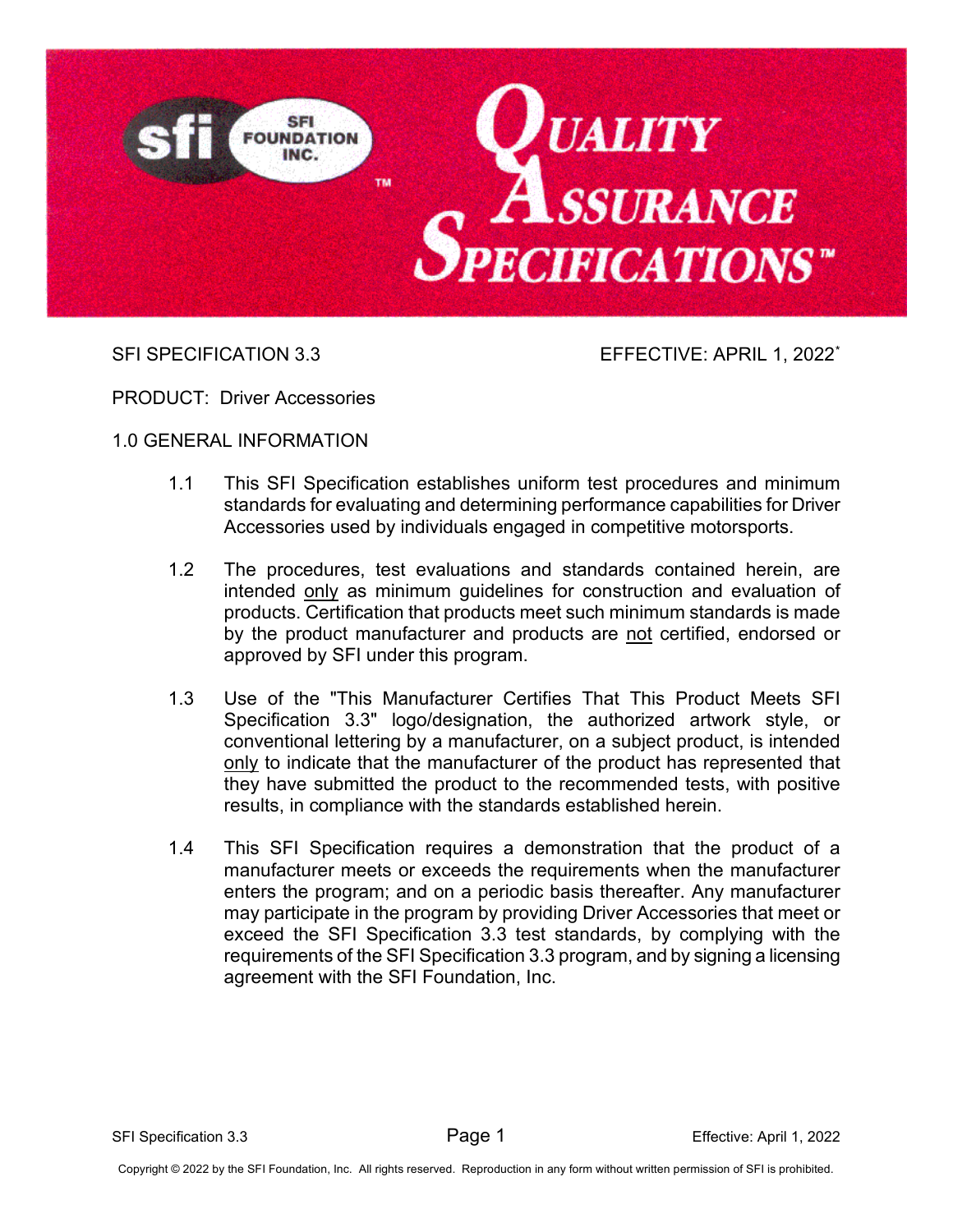SFI SPECIFICATION 3.3 EFFECTIVE: APRIL 1, 2022*

PRODUCT: Driver Accessories

## 1.0 GENERAL INFORMATION

1.1 This SFI Specification establishes uniform test procedures and minimum standards for evaluating and determining performance capabilities for Driver Accessories used by individuals engaged in competitive motorsports.

1.2 The procedures, test evaluations and standards contained herein, are intended only as minimum guidelines for construction and evaluation of products. Certification that products meet such minimum standards is made by the product manufacturer and products are not certified, endorsed or approved by SFI under this program.

1.3 Use of the "This Manufacturer Certifies That This Product Meets SFI Specification 3.3" logo/designation, the authorized artwork style, or conventional lettering by a manufacturer, on a subject product, is intended only to indicate that the manufacturer of the product has represented that they have submitted the product to the recommended tests, with positive results, in compliance with the standards established herein.

1.4 This SFI Specification requires a demonstration that the product of a manufacturer meets or exceeds the requirements when the manufacturer enters the program; and on a periodic basis thereafter. Any manufacturer may participate in the program by providing Driver Accessories that meet or exceed the SFI Specification 3.3 test standards, by complying with the requirements of the SFI Specification 3.3 program, and by signing a licensing agreement with the SFI Foundation, Inc.

Copyright © 2022 by the SFI Foundation, Inc. All rights reserved. Reproduction in any form without written permission of SFI is prohibited.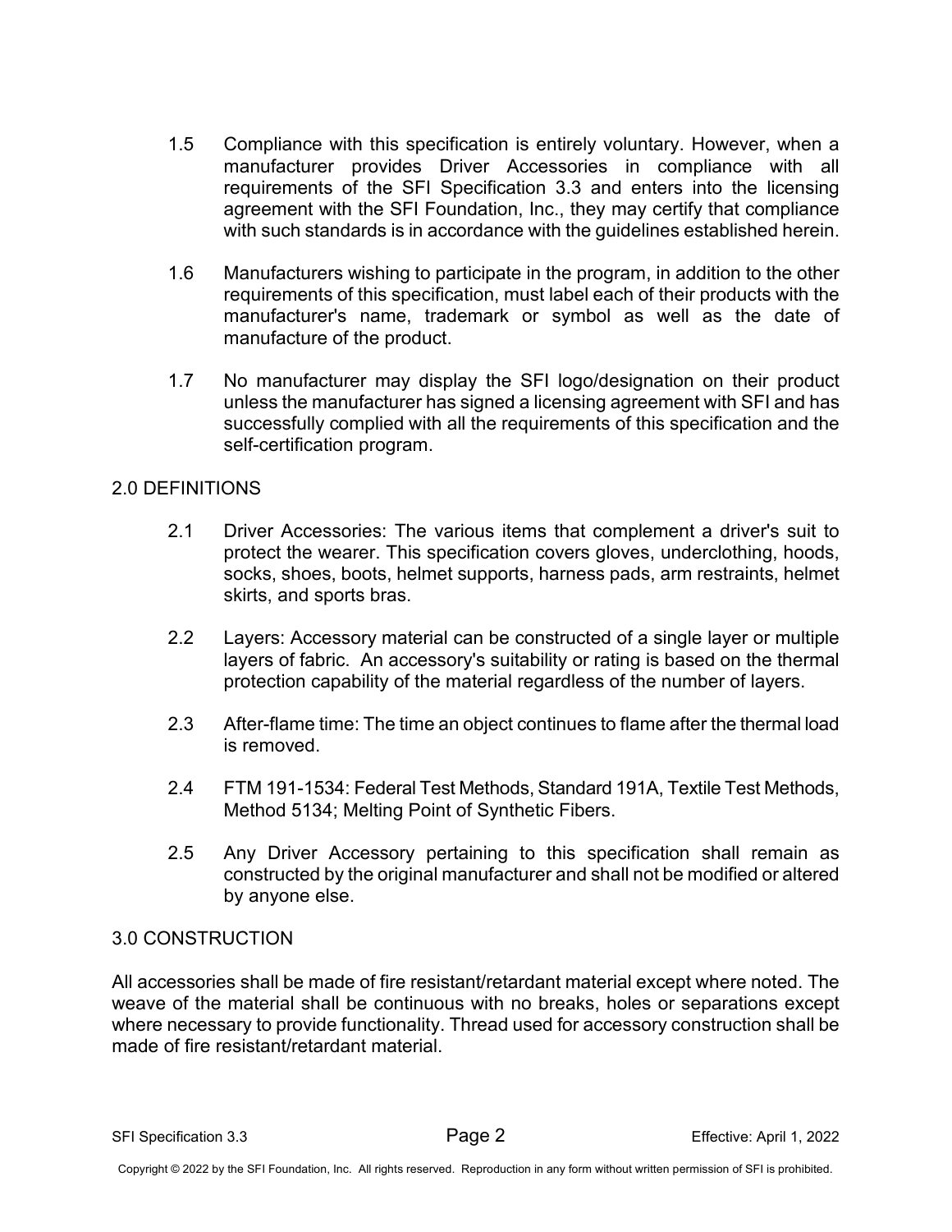1.5 Compliance with this specification is entirely voluntary. However, when a manufacturer provides Driver Accessories in compliance with all requirements of the SFI Specification 3.3 and enters into the licensing agreement with the SFI Foundation, Inc., they may certify that compliance with such standards is in accordance with the guidelines established herein.

1.6 Manufacturers wishing to participate in the program, in addition to the other requirements of this specification, must label each of their products with the manufacturer's name, trademark or symbol as well as the date of manufacture of the product.

1.7 No manufacturer may display the SFI logo/designation on their product unless the manufacturer has signed a licensing agreement with SFI and has successfully complied with all the requirements of this specification and the self-certification program.

## 2.0 DEFINITIONS

2.1 Driver Accessories: The various items that complement a driver's suit to protect the wearer. This specification covers gloves, underclothing, hoods, socks, shoes, boots, helmet supports, harness pads, arm restraints, helmet skirts, and sports bras.

2.2 Layers: Accessory material can be constructed of a single layer or multiple layers of fabric. An accessory's suitability or rating is based on the thermal protection capability of the material regardless of the number of layers.

2.3 After-flame time: The time an object continues to flame after the thermal load is removed.

2.4 FTM 191-1534: Federal Test Methods, Standard 191A, Textile Test Methods, Method 5134; Melting Point of Synthetic Fibers.

2.5 Any Driver Accessory pertaining to this specification shall remain as constructed by the original manufacturer and shall not be modified or altered by anyone else.

## 3.0 CONSTRUCTION

All accessories shall be made of fire resistant/retardant material except where noted. The weave of the material shall be continuous with no breaks, holes or separations except where necessary to provide functionality. Thread used for accessory construction shall be made of fire resistant/retardant material.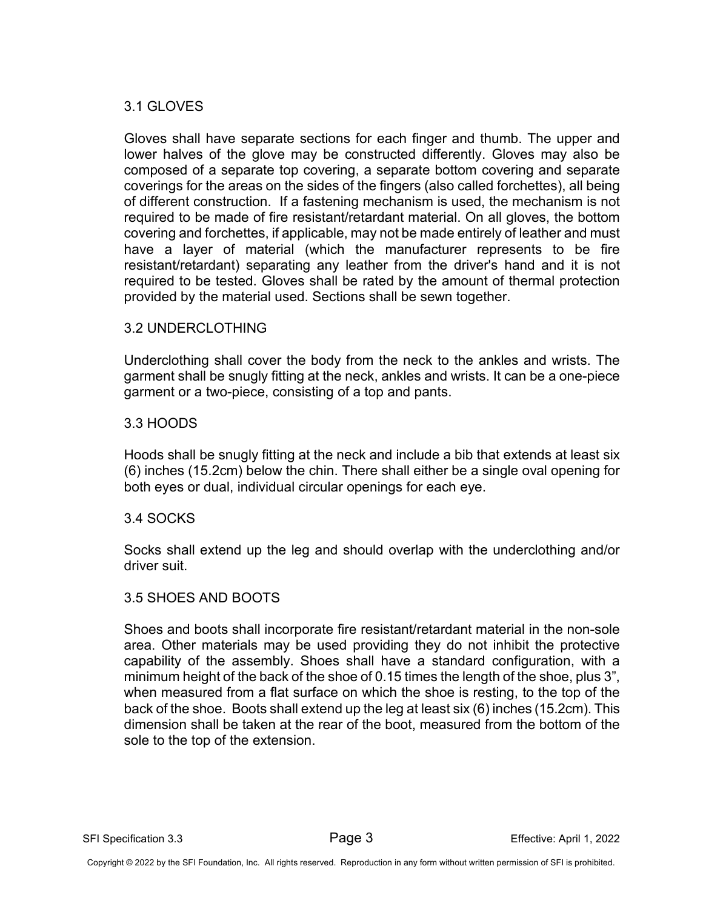### 3.1 GLOVES

Gloves shall have separate sections for each finger and thumb. The upper and lower halves of the glove may be constructed differently. Gloves may also be composed of a separate top covering, a separate bottom covering and separate coverings for the areas on the sides of the fingers (also called forchettes), all being of different construction.  If a fastening mechanism is used, the mechanism is not required to be made of fire resistant/retardant material. On all gloves, the bottom covering and forchettes, if applicable, may not be made entirely of leather and must have a layer of material (which the manufacturer represents to be fire resistant/retardant) separating any leather from the driver's hand and it is not required to be tested. Gloves shall be rated by the amount of thermal protection provided by the material used. Sections shall be sewn together.

### 3.2 UNDERCLOTHING

Underclothing shall cover the body from the neck to the ankles and wrists. The garment shall be snugly fitting at the neck, ankles and wrists. It can be a one-piece garment or a two-piece, consisting of a top and pants.

### 3.3 HOODS

Hoods shall be snugly fitting at the neck and include a bib that extends at least six (6) inches (15.2cm) below the chin. There shall either be a single oval opening for both eyes or dual, individual circular openings for each eye.

### 3.4 SOCKS

Socks shall extend up the leg and should overlap with the underclothing and/or driver suit.

### 3.5 SHOES AND BOOTS

Shoes and boots shall incorporate fire resistant/retardant material in the non-sole area. Other materials may be used providing they do not inhibit the protective capability of the assembly. Shoes shall have a standard configuration, with a minimum height of the back of the shoe of 0.15 times the length of the shoe, plus 3", when measured from a flat surface on which the shoe is resting, to the top of the back of the shoe.  Boots shall extend up the leg at least six (6) inches (15.2cm). This dimension shall be taken at the rear of the boot, measured from the bottom of the sole to the top of the extension.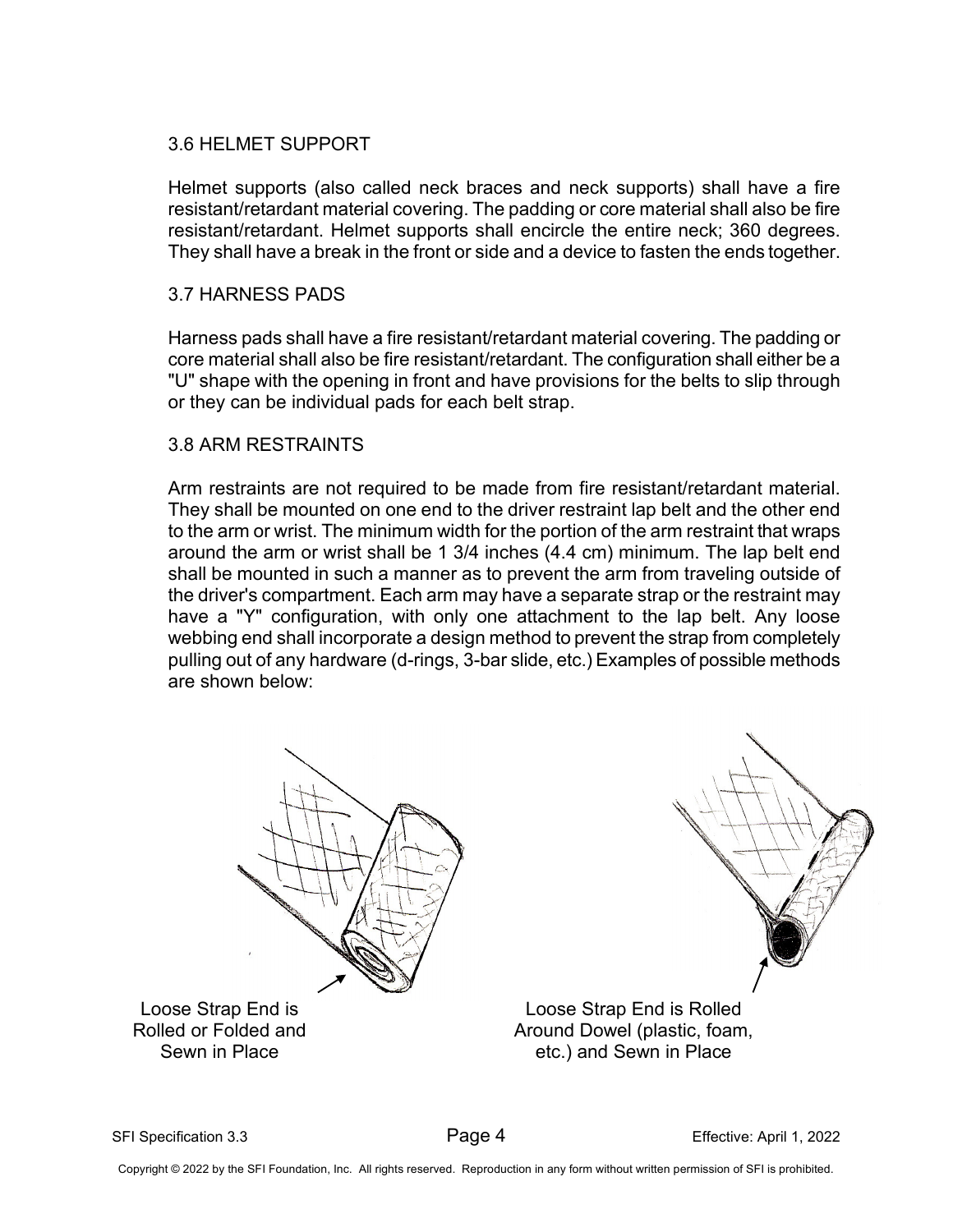### 3.6 HELMET SUPPORT

Helmet supports (also called neck braces and neck supports) shall have a fire resistant/retardant material covering. The padding or core material shall also be fire resistant/retardant. Helmet supports shall encircle the entire neck; 360 degrees. They shall have a break in the front or side and a device to fasten the ends together.

### 3.7 HARNESS PADS

Harness pads shall have a fire resistant/retardant material covering. The padding or core material shall also be fire resistant/retardant. The configuration shall either be a "U" shape with the opening in front and have provisions for the belts to slip through or they can be individual pads for each belt strap.

### 3.8 ARM RESTRAINTS

Arm restraints are not required to be made from fire resistant/retardant material. They shall be mounted on one end to the driver restraint lap belt and the other end to the arm or wrist. The minimum width for the portion of the arm restraint that wraps around the arm or wrist shall be 1 3/4 inches (4.4 cm) minimum. The lap belt end shall be mounted in such a manner as to prevent the arm from traveling outside of the driver's compartment. Each arm may have a separate strap or the restraint may have a "Y" configuration, with only one attachment to the lap belt. Any loose webbing end shall incorporate a design method to prevent the strap from completely pulling out of any hardware (d-rings, 3-bar slide, etc.) Examples of possible methods are shown below:

Loose Strap End is Rolled or Folded and Sewn in Place

Loose Strap End is Rolled Around Dowel (plastic, foam, etc.) and Sewn in Place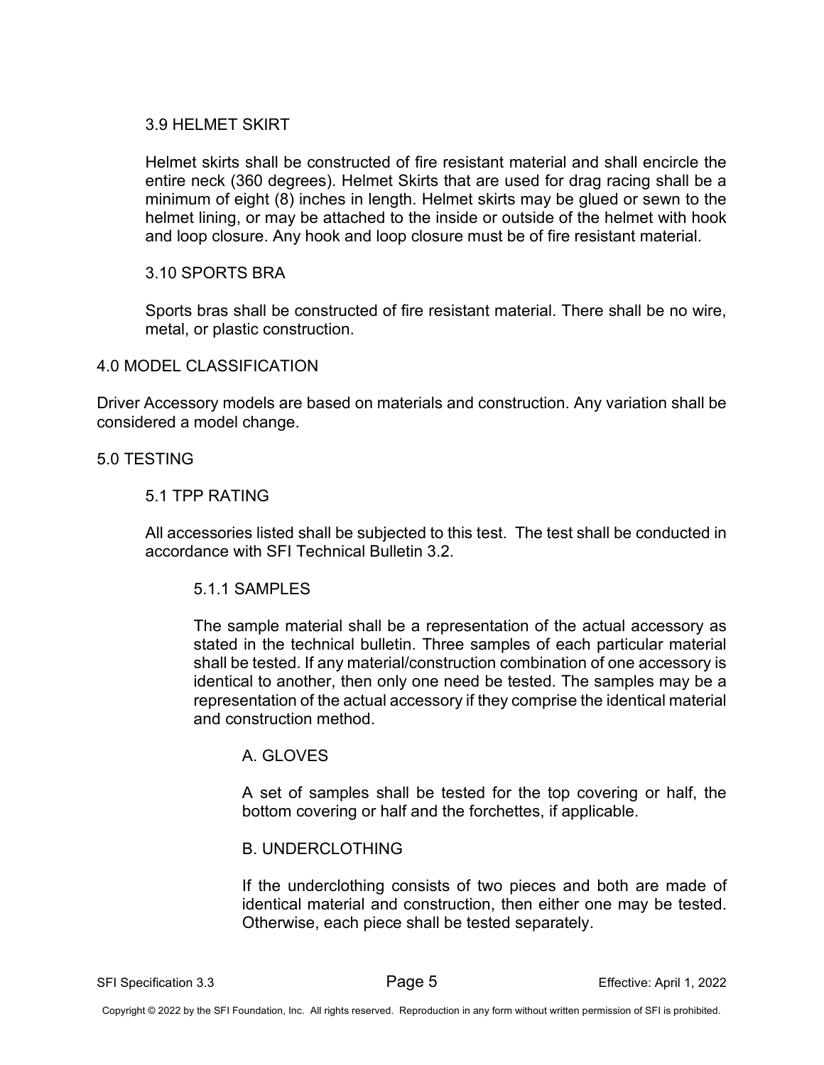### 3.9 HELMET SKIRT

Helmet skirts shall be constructed of fire resistant material and shall encircle the entire neck (360 degrees). Helmet Skirts that are used for drag racing shall be a minimum of eight (8) inches in length. Helmet skirts may be glued or sewn to the helmet lining, or may be attached to the inside or outside of the helmet with hook and loop closure. Any hook and loop closure must be of fire resistant material.

### 3.10 SPORTS BRA

Sports bras shall be constructed of fire resistant material. There shall be no wire, metal, or plastic construction.

## 4.0 MODEL CLASSIFICATION

Driver Accessory models are based on materials and construction. Any variation shall be considered a model change.

## 5.0 TESTING

### 5.1 TPP RATING

All accessories listed shall be subjected to this test. The test shall be conducted in accordance with SFI Technical Bulletin 3.2.

#### 5.1.1 SAMPLES

The sample material shall be a representation of the actual accessory as stated in the technical bulletin. Three samples of each particular material shall be tested. If any material/construction combination of one accessory is identical to another, then only one need be tested. The samples may be a representation of the actual accessory if they comprise the identical material and construction method.

##### A. GLOVES

A set of samples shall be tested for the top covering or half, the bottom covering or half and the forchettes, if applicable.

##### B. UNDERCLOTHING

If the underclothing consists of two pieces and both are made of identical material and construction, then either one may be tested. Otherwise, each piece shall be tested separately.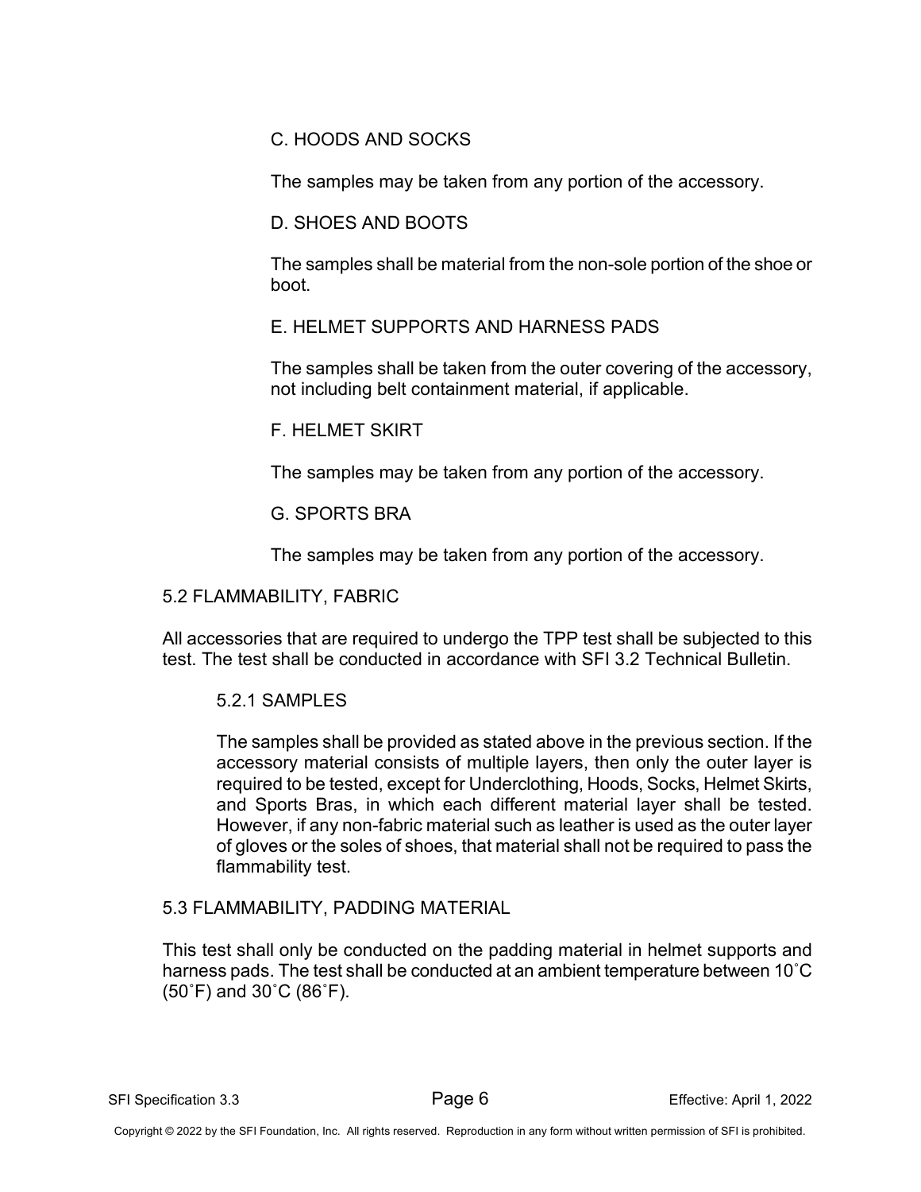C. HOODS AND SOCKS

The samples may be taken from any portion of the accessory.

D. SHOES AND BOOTS

The samples shall be material from the non-sole portion of the shoe or boot.

E. HELMET SUPPORTS AND HARNESS PADS

The samples shall be taken from the outer covering of the accessory, not including belt containment material, if applicable.

F. HELMET SKIRT

The samples may be taken from any portion of the accessory.

G. SPORTS BRA

The samples may be taken from any portion of the accessory.

## 5.2 FLAMMABILITY, FABRIC

All accessories that are required to undergo the TPP test shall be subjected to this test. The test shall be conducted in accordance with SFI 3.2 Technical Bulletin.

### 5.2.1 SAMPLES

The samples shall be provided as stated above in the previous section. If the accessory material consists of multiple layers, then only the outer layer is required to be tested, except for Underclothing, Hoods, Socks, Helmet Skirts, and Sports Bras, in which each different material layer shall be tested. However, if any non-fabric material such as leather is used as the outer layer of gloves or the soles of shoes, that material shall not be required to pass the flammability test.

## 5.3 FLAMMABILITY, PADDING MATERIAL

This test shall only be conducted on the padding material in helmet supports and harness pads. The test shall be conducted at an ambient temperature between 10˚C (50˚F) and 30˚C (86˚F).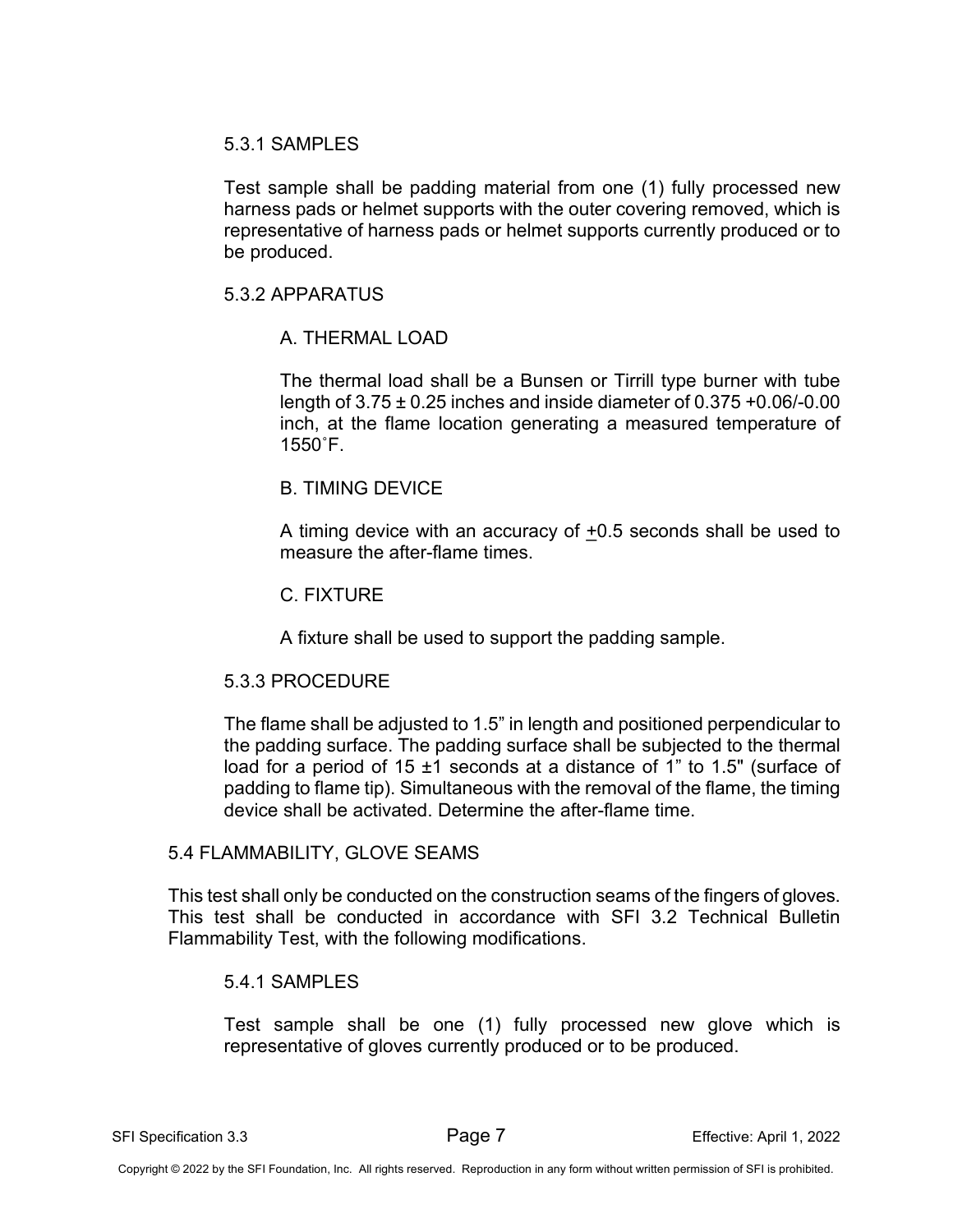#### 5.3.1 SAMPLES

Test sample shall be padding material from one (1) fully processed new harness pads or helmet supports with the outer covering removed, which is representative of harness pads or helmet supports currently produced or to be produced.

#### 5.3.2 APPARATUS

##### A. THERMAL LOAD

The thermal load shall be a Bunsen or Tirrill type burner with tube length of 3.75 ± 0.25 inches and inside diameter of 0.375 +0.06/-0.00 inch, at the flame location generating a measured temperature of 1550˚F.

##### B. TIMING DEVICE

A timing device with an accuracy of ±0.5 seconds shall be used to measure the after-flame times.

##### C. FIXTURE

A fixture shall be used to support the padding sample.

#### 5.3.3 PROCEDURE

The flame shall be adjusted to 1.5" in length and positioned perpendicular to the padding surface. The padding surface shall be subjected to the thermal load for a period of 15 ±1 seconds at a distance of 1" to 1.5" (surface of padding to flame tip). Simultaneous with the removal of the flame, the timing device shall be activated. Determine the after-flame time.

### 5.4 FLAMMABILITY, GLOVE SEAMS

This test shall only be conducted on the construction seams of the fingers of gloves. This test shall be conducted in accordance with SFI 3.2 Technical Bulletin Flammability Test, with the following modifications.

#### 5.4.1 SAMPLES

Test sample shall be one (1) fully processed new glove which is representative of gloves currently produced or to be produced.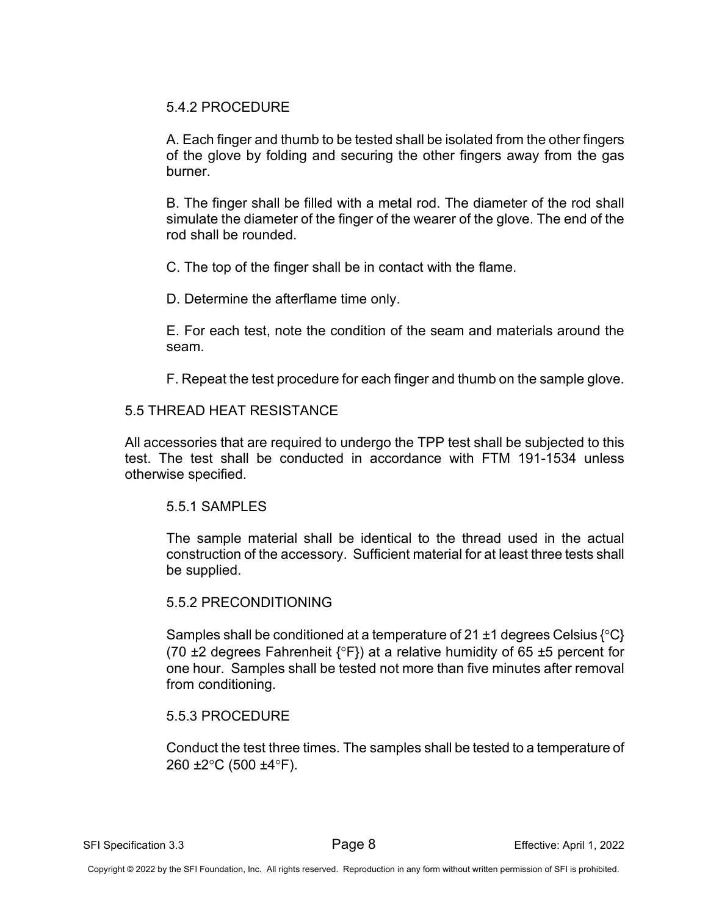#### 5.4.2 PROCEDURE

A. Each finger and thumb to be tested shall be isolated from the other fingers of the glove by folding and securing the other fingers away from the gas burner.

B. The finger shall be filled with a metal rod. The diameter of the rod shall simulate the diameter of the finger of the wearer of the glove. The end of the rod shall be rounded.

C. The top of the finger shall be in contact with the flame.

D. Determine the afterflame time only.

E. For each test, note the condition of the seam and materials around the seam.

F. Repeat the test procedure for each finger and thumb on the sample glove.

### 5.5 THREAD HEAT RESISTANCE

All accessories that are required to undergo the TPP test shall be subjected to this test. The test shall be conducted in accordance with FTM 191-1534 unless otherwise specified.

#### 5.5.1 SAMPLES

The sample material shall be identical to the thread used in the actual construction of the accessory. Sufficient material for at least three tests shall be supplied.

#### 5.5.2 PRECONDITIONING

Samples shall be conditioned at a temperature of 21 ±1 degrees Celsius {°C} (70 ±2 degrees Fahrenheit {°F}) at a relative humidity of 65 ±5 percent for one hour. Samples shall be tested not more than five minutes after removal from conditioning.

#### 5.5.3 PROCEDURE

Conduct the test three times. The samples shall be tested to a temperature of 260 ±2°C (500 ±4°F).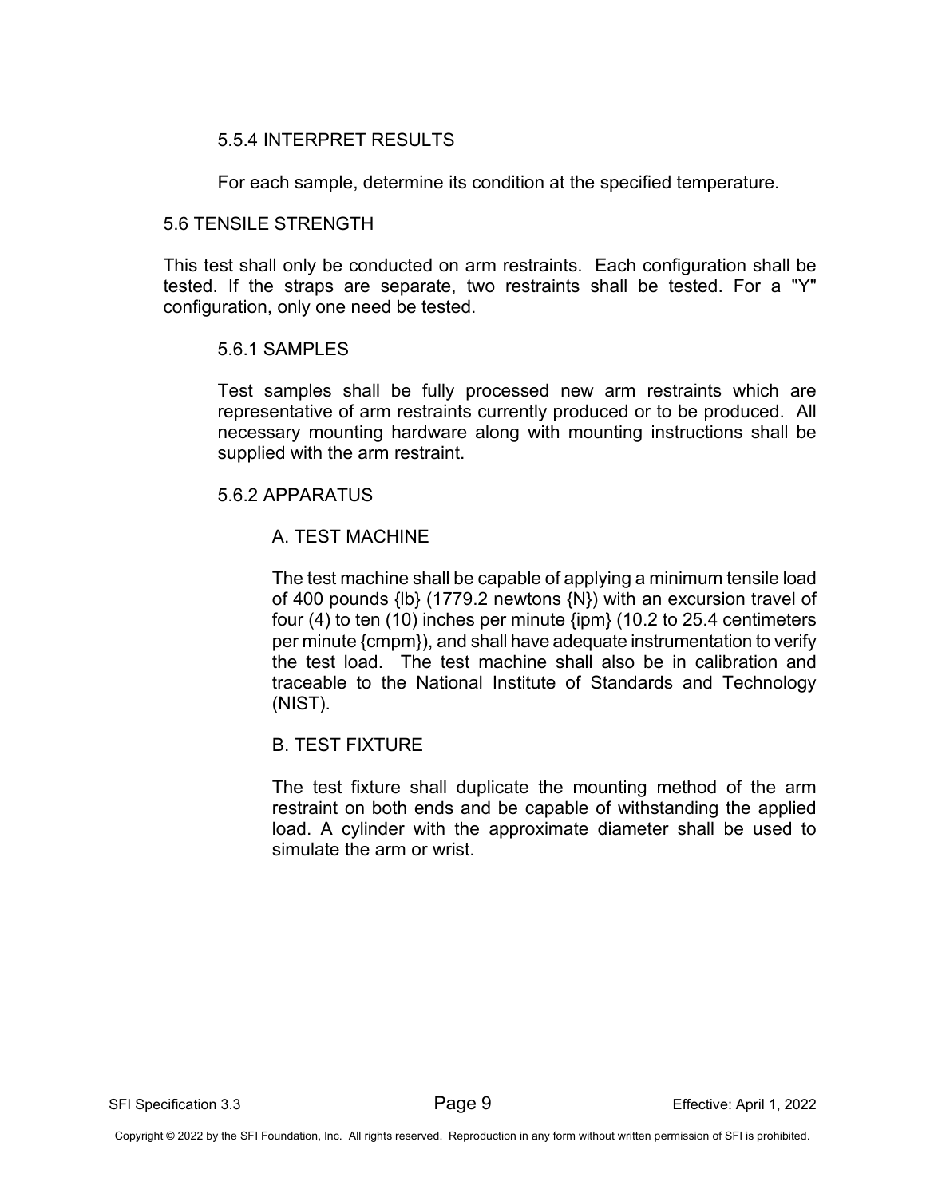#### 5.5.4 INTERPRET RESULTS

For each sample, determine its condition at the specified temperature.

### 5.6 TENSILE STRENGTH

This test shall only be conducted on arm restraints. Each configuration shall be tested. If the straps are separate, two restraints shall be tested. For a "Y" configuration, only one need be tested.

#### 5.6.1 SAMPLES

Test samples shall be fully processed new arm restraints which are representative of arm restraints currently produced or to be produced. All necessary mounting hardware along with mounting instructions shall be supplied with the arm restraint.

#### 5.6.2 APPARATUS

##### A. TEST MACHINE

The test machine shall be capable of applying a minimum tensile load of 400 pounds {lb} (1779.2 newtons {N}) with an excursion travel of four (4) to ten (10) inches per minute {ipm} (10.2 to 25.4 centimeters per minute {cmpm}), and shall have adequate instrumentation to verify the test load. The test machine shall also be in calibration and traceable to the National Institute of Standards and Technology (NIST).

##### B. TEST FIXTURE

The test fixture shall duplicate the mounting method of the arm restraint on both ends and be capable of withstanding the applied load. A cylinder with the approximate diameter shall be used to simulate the arm or wrist.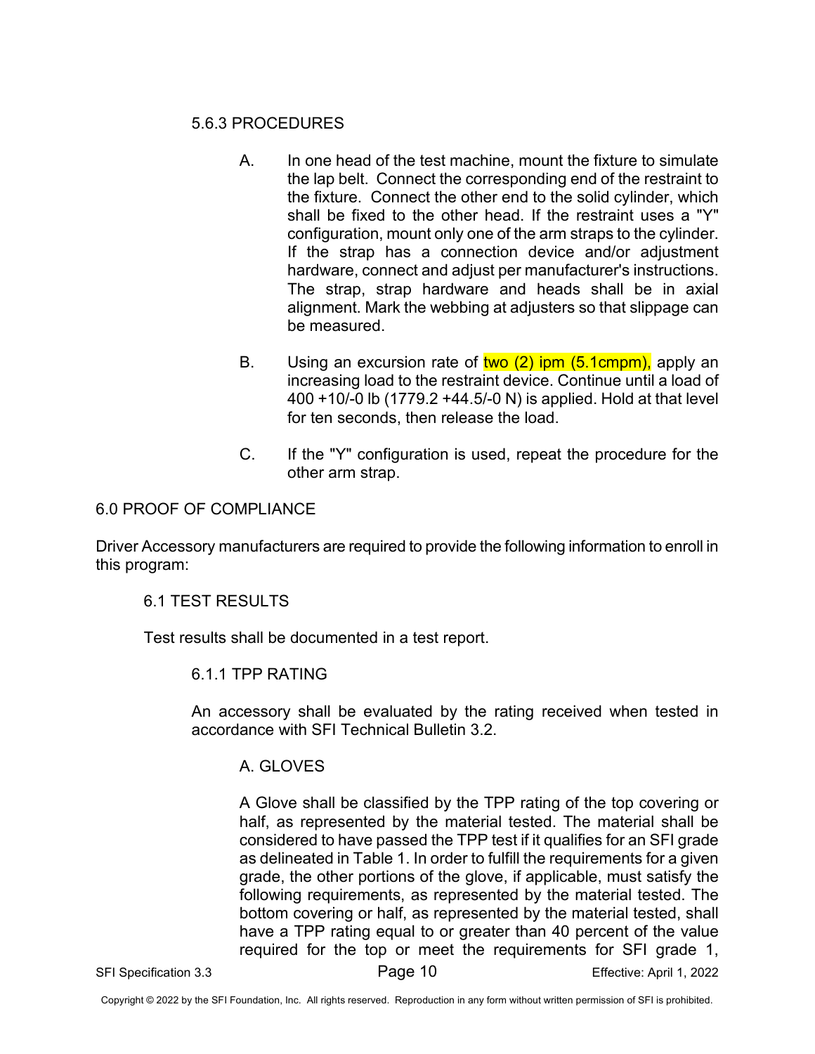#### 5.6.3 PROCEDURES

A. In one head of the test machine, mount the fixture to simulate the lap belt. Connect the corresponding end of the restraint to the fixture. Connect the other end to the solid cylinder, which shall be fixed to the other head. If the restraint uses a "Y" configuration, mount only one of the arm straps to the cylinder. If the strap has a connection device and/or adjustment hardware, connect and adjust per manufacturer's instructions. The strap, strap hardware and heads shall be in axial alignment. Mark the webbing at adjusters so that slippage can be measured.

B. Using an excursion rate of two (2) ipm (5.1cmpm), apply an increasing load to the restraint device. Continue until a load of 400 +10/-0 lb (1779.2 +44.5/-0 N) is applied. Hold at that level for ten seconds, then release the load.

C. If the "Y" configuration is used, repeat the procedure for the other arm strap.

## 6.0 PROOF OF COMPLIANCE

Driver Accessory manufacturers are required to provide the following information to enroll in this program:

### 6.1 TEST RESULTS

Test results shall be documented in a test report.

#### 6.1.1 TPP RATING

An accessory shall be evaluated by the rating received when tested in accordance with SFI Technical Bulletin 3.2.

A. GLOVES

A Glove shall be classified by the TPP rating of the top covering or half, as represented by the material tested. The material shall be considered to have passed the TPP test if it qualifies for an SFI grade as delineated in Table 1. In order to fulfill the requirements for a given grade, the other portions of the glove, if applicable, must satisfy the following requirements, as represented by the material tested. The bottom covering or half, as represented by the material tested, shall have a TPP rating equal to or greater than 40 percent of the value required for the top or meet the requirements for SFI grade 1,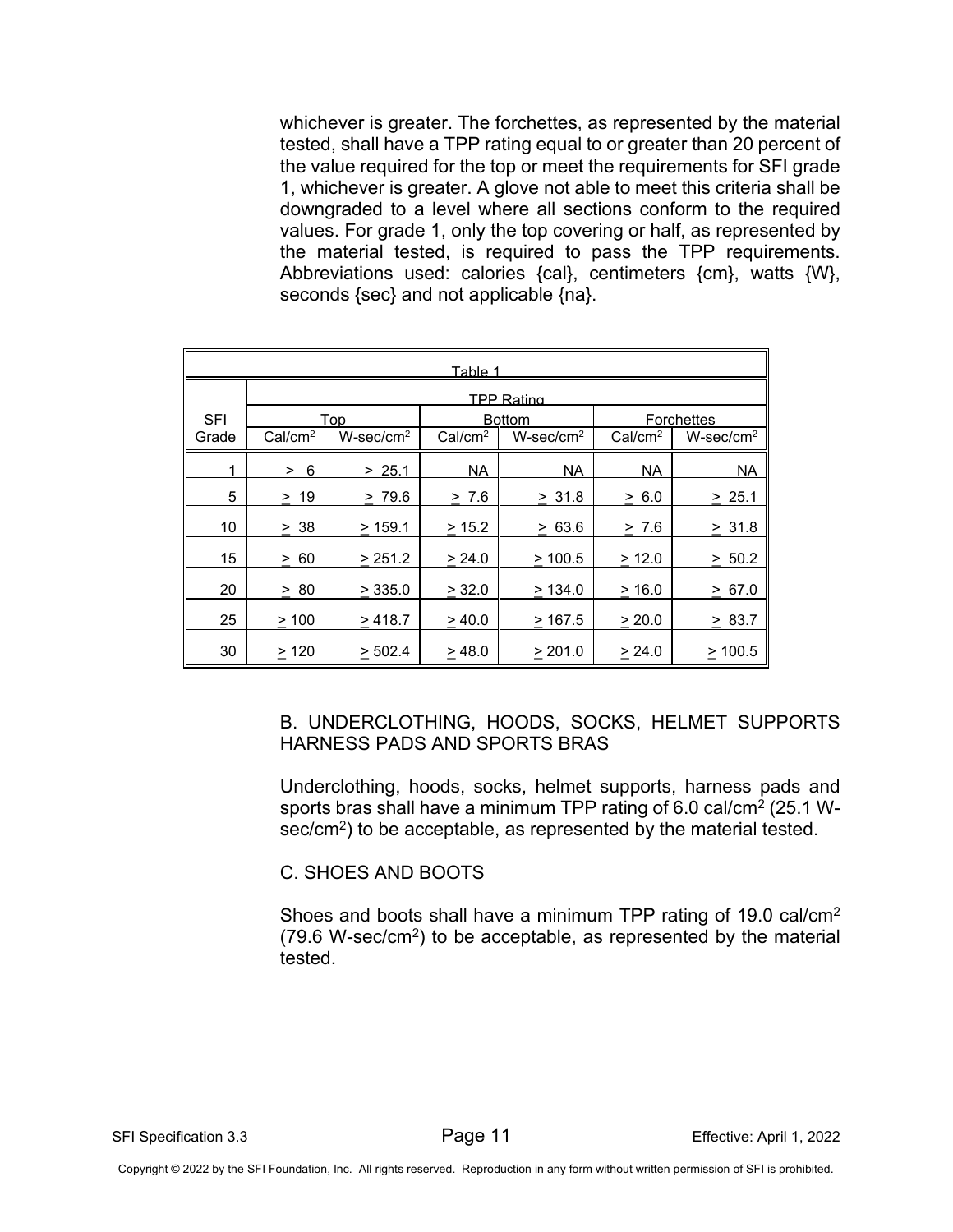whichever is greater. The forchettes, as represented by the material tested, shall have a TPP rating equal to or greater than 20 percent of the value required for the top or meet the requirements for SFI grade 1, whichever is greater. A glove not able to meet this criteria shall be downgraded to a level where all sections conform to the required values. For grade 1, only the top covering or half, as represented by the material tested, is required to pass the TPP requirements. Abbreviations used: calories {cal}, centimeters {cm}, watts {W}, seconds {sec} and not applicable {na}.

**Table 1**

| SFI Grade | TPP Rating | | | | | |
|---|---|---|---|---|---|---|
| | Top | | Bottom | | Forchettes | |
| | Cal/cm$^2$ | W-sec/cm$^2$ | Cal/cm$^2$ | W-sec/cm$^2$ | Cal/cm$^2$ | W-sec/cm$^2$ |
| 1 | > 6 | > 25.1 | NA | NA | NA | NA |
| 5 | ≥ 19 | ≥ 79.6 | ≥ 7.6 | ≥ 31.8 | ≥ 6.0 | ≥ 25.1 |
| 10 | ≥ 38 | ≥ 159.1 | ≥ 15.2 | ≥ 63.6 | ≥ 7.6 | ≥ 31.8 |
| 15 | ≥ 60 | ≥ 251.2 | ≥ 24.0 | ≥ 100.5 | ≥ 12.0 | ≥ 50.2 |
| 20 | ≥ 80 | ≥ 335.0 | ≥ 32.0 | ≥ 134.0 | ≥ 16.0 | ≥ 67.0 |
| 25 | ≥ 100 | ≥ 418.7 | ≥ 40.0 | ≥ 167.5 | ≥ 20.0 | ≥ 83.7 |
| 30 | ≥ 120 | ≥ 502.4 | ≥ 48.0 | ≥ 201.0 | ≥ 24.0 | ≥ 100.5 |

B. UNDERCLOTHING, HOODS, SOCKS, HELMET SUPPORTS HARNESS PADS AND SPORTS BRAS

Underclothing, hoods, socks, helmet supports, harness pads and sports bras shall have a minimum TPP rating of 6.0 cal/cm$^2$ (25.1 W-sec/cm$^2$) to be acceptable, as represented by the material tested.

C. SHOES AND BOOTS

Shoes and boots shall have a minimum TPP rating of 19.0 cal/cm$^2$ (79.6 W-sec/cm$^2$) to be acceptable, as represented by the material tested.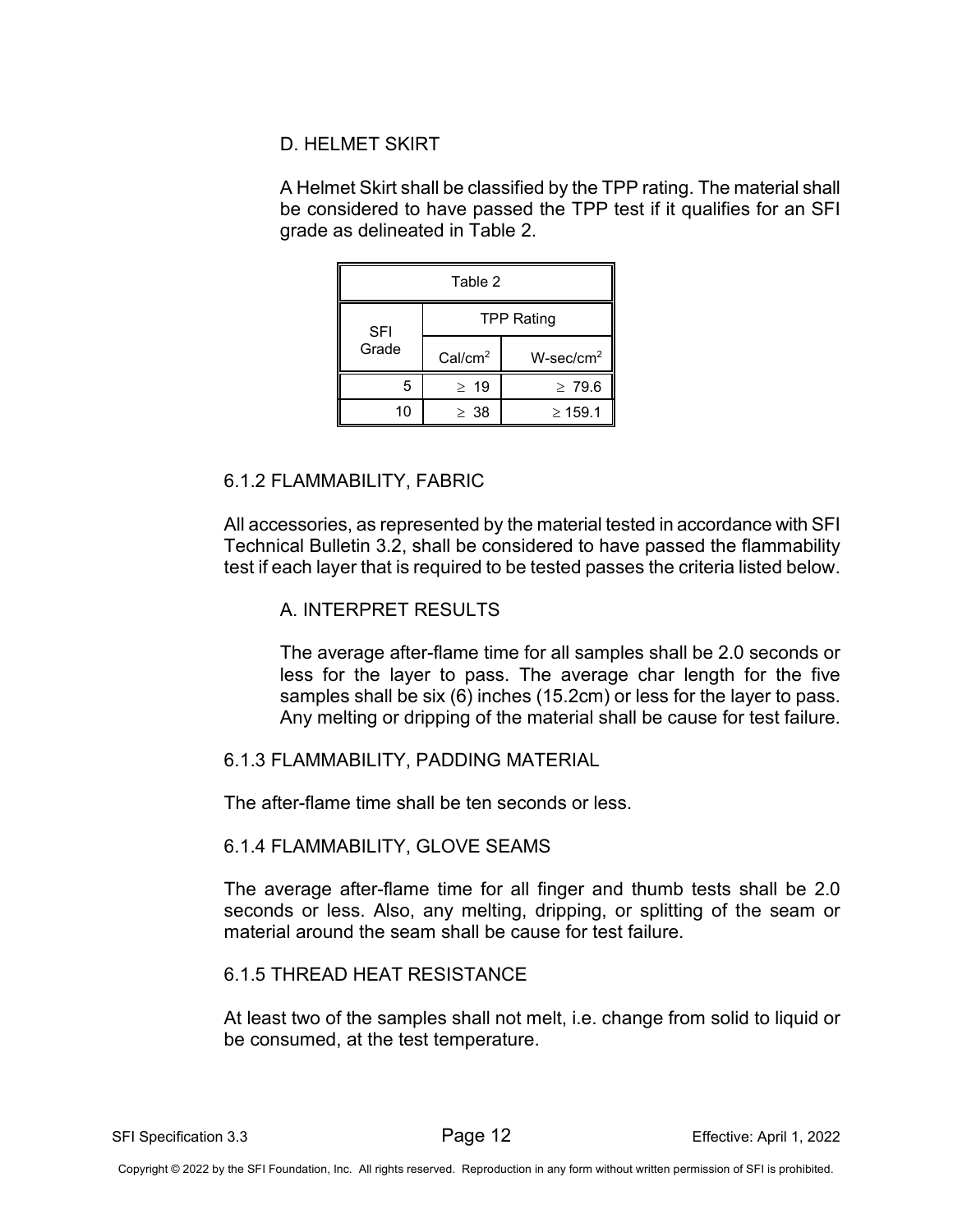D. HELMET SKIRT

A Helmet Skirt shall be classified by the TPP rating. The material shall be considered to have passed the TPP test if it qualifies for an SFI grade as delineated in Table 2.

| Table 2 | | |
|---|---|---|
| SFI Grade | TPP Rating | |
| | $Cal/cm^2$ | $W\text{-}sec/cm^2$ |
| 5 | $\geq$ 19 | $\geq$ 79.6 |
| 10 | $\geq$ 38 | $\geq$ 159.1 |

6.1.2 FLAMMABILITY, FABRIC

All accessories, as represented by the material tested in accordance with SFI Technical Bulletin 3.2, shall be considered to have passed the flammability test if each layer that is required to be tested passes the criteria listed below.

A. INTERPRET RESULTS

The average after-flame time for all samples shall be 2.0 seconds or less for the layer to pass. The average char length for the five samples shall be six (6) inches (15.2cm) or less for the layer to pass. Any melting or dripping of the material shall be cause for test failure.

6.1.3 FLAMMABILITY, PADDING MATERIAL

The after-flame time shall be ten seconds or less.

6.1.4 FLAMMABILITY, GLOVE SEAMS

The average after-flame time for all finger and thumb tests shall be 2.0 seconds or less. Also, any melting, dripping, or splitting of the seam or material around the seam shall be cause for test failure.

6.1.5 THREAD HEAT RESISTANCE

At least two of the samples shall not melt, i.e. change from solid to liquid or be consumed, at the test temperature.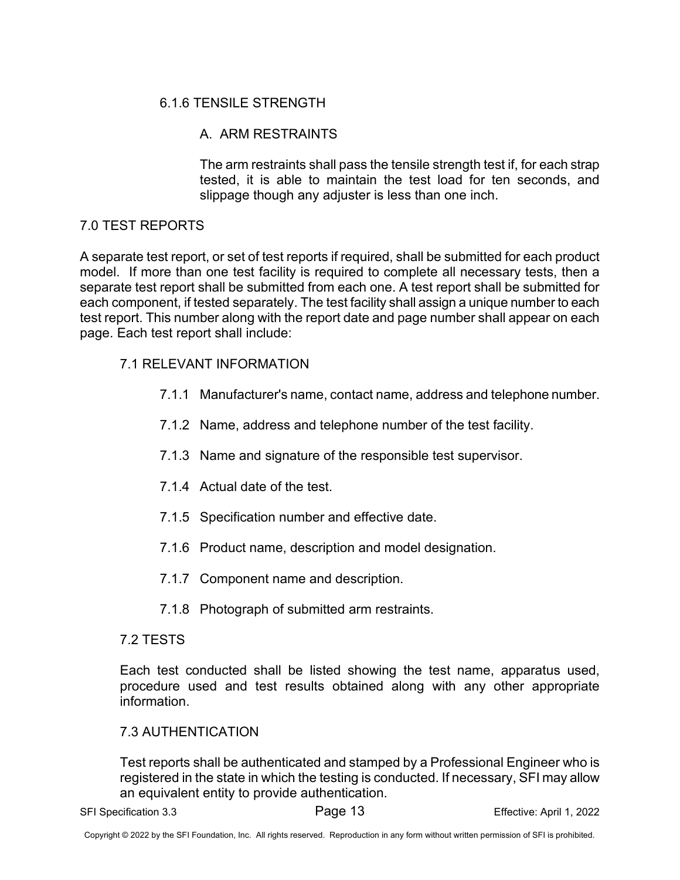#### 6.1.6 TENSILE STRENGTH

##### A. ARM RESTRAINTS

The arm restraints shall pass the tensile strength test if, for each strap tested, it is able to maintain the test load for ten seconds, and slippage though any adjuster is less than one inch.

## 7.0 TEST REPORTS

A separate test report, or set of test reports if required, shall be submitted for each product model. If more than one test facility is required to complete all necessary tests, then a separate test report shall be submitted from each one. A test report shall be submitted for each component, if tested separately. The test facility shall assign a unique number to each test report. This number along with the report date and page number shall appear on each page. Each test report shall include:

### 7.1 RELEVANT INFORMATION

7.1.1 Manufacturer's name, contact name, address and telephone number.

7.1.2 Name, address and telephone number of the test facility.

7.1.3 Name and signature of the responsible test supervisor.

7.1.4 Actual date of the test.

7.1.5 Specification number and effective date.

7.1.6 Product name, description and model designation.

7.1.7 Component name and description.

7.1.8 Photograph of submitted arm restraints.

### 7.2 TESTS

Each test conducted shall be listed showing the test name, apparatus used, procedure used and test results obtained along with any other appropriate information.

### 7.3 AUTHENTICATION

Test reports shall be authenticated and stamped by a Professional Engineer who is registered in the state in which the testing is conducted. If necessary, SFI may allow an equivalent entity to provide authentication.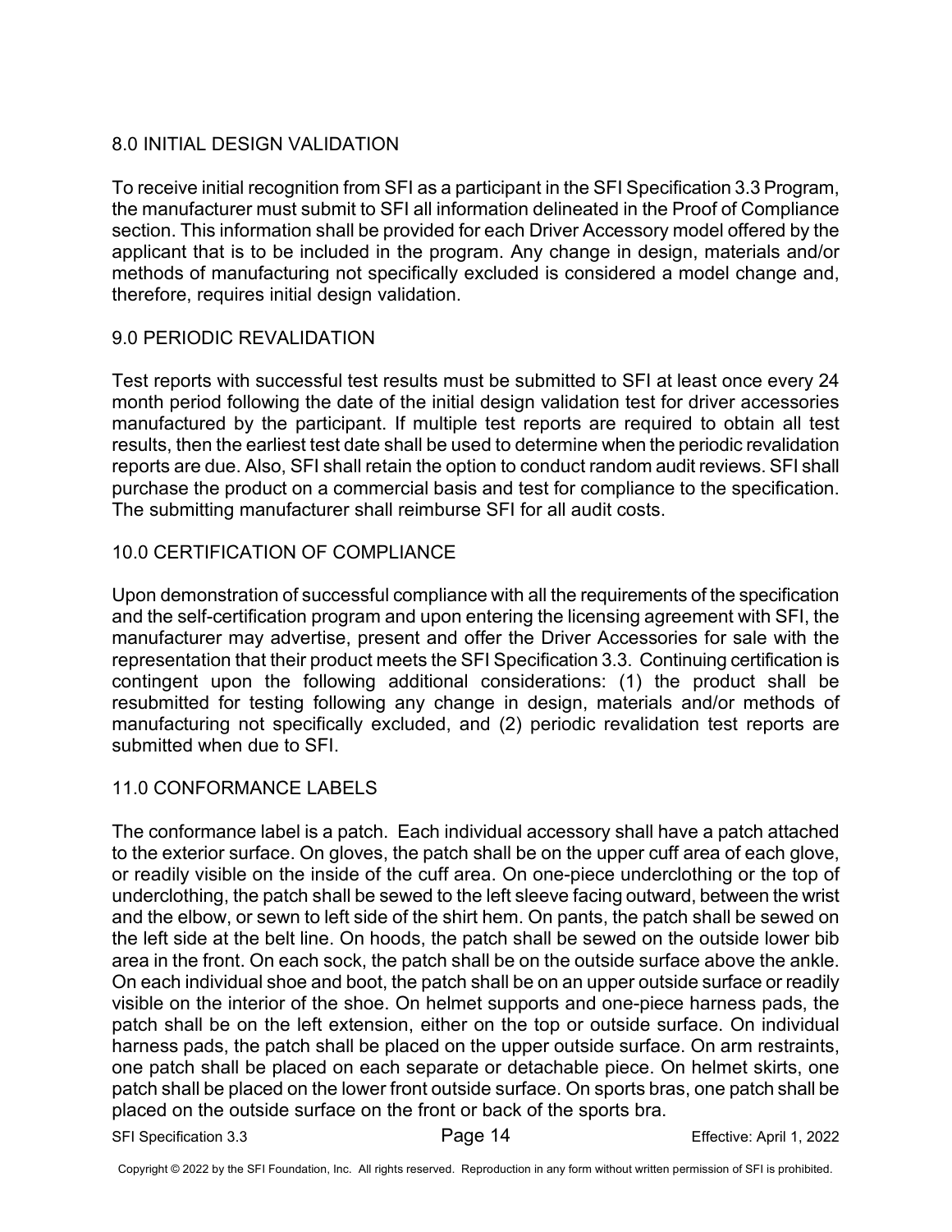## 8.0 INITIAL DESIGN VALIDATION

To receive initial recognition from SFI as a participant in the SFI Specification 3.3 Program, the manufacturer must submit to SFI all information delineated in the Proof of Compliance section. This information shall be provided for each Driver Accessory model offered by the applicant that is to be included in the program. Any change in design, materials and/or methods of manufacturing not specifically excluded is considered a model change and, therefore, requires initial design validation.

## 9.0 PERIODIC REVALIDATION

Test reports with successful test results must be submitted to SFI at least once every 24 month period following the date of the initial design validation test for driver accessories manufactured by the participant. If multiple test reports are required to obtain all test results, then the earliest test date shall be used to determine when the periodic revalidation reports are due. Also, SFI shall retain the option to conduct random audit reviews. SFI shall purchase the product on a commercial basis and test for compliance to the specification. The submitting manufacturer shall reimburse SFI for all audit costs.

## 10.0 CERTIFICATION OF COMPLIANCE

Upon demonstration of successful compliance with all the requirements of the specification and the self-certification program and upon entering the licensing agreement with SFI, the manufacturer may advertise, present and offer the Driver Accessories for sale with the representation that their product meets the SFI Specification 3.3. Continuing certification is contingent upon the following additional considerations: (1) the product shall be resubmitted for testing following any change in design, materials and/or methods of manufacturing not specifically excluded, and (2) periodic revalidation test reports are submitted when due to SFI.

## 11.0 CONFORMANCE LABELS

The conformance label is a patch. Each individual accessory shall have a patch attached to the exterior surface. On gloves, the patch shall be on the upper cuff area of each glove, or readily visible on the inside of the cuff area. On one-piece underclothing or the top of underclothing, the patch shall be sewed to the left sleeve facing outward, between the wrist and the elbow, or sewn to left side of the shirt hem. On pants, the patch shall be sewed on the left side at the belt line. On hoods, the patch shall be sewed on the outside lower bib area in the front. On each sock, the patch shall be on the outside surface above the ankle. On each individual shoe and boot, the patch shall be on an upper outside surface or readily visible on the interior of the shoe. On helmet supports and one-piece harness pads, the patch shall be on the left extension, either on the top or outside surface. On individual harness pads, the patch shall be placed on the upper outside surface. On arm restraints, one patch shall be placed on each separate or detachable piece. On helmet skirts, one patch shall be placed on the lower front outside surface. On sports bras, one patch shall be placed on the outside surface on the front or back of the sports bra.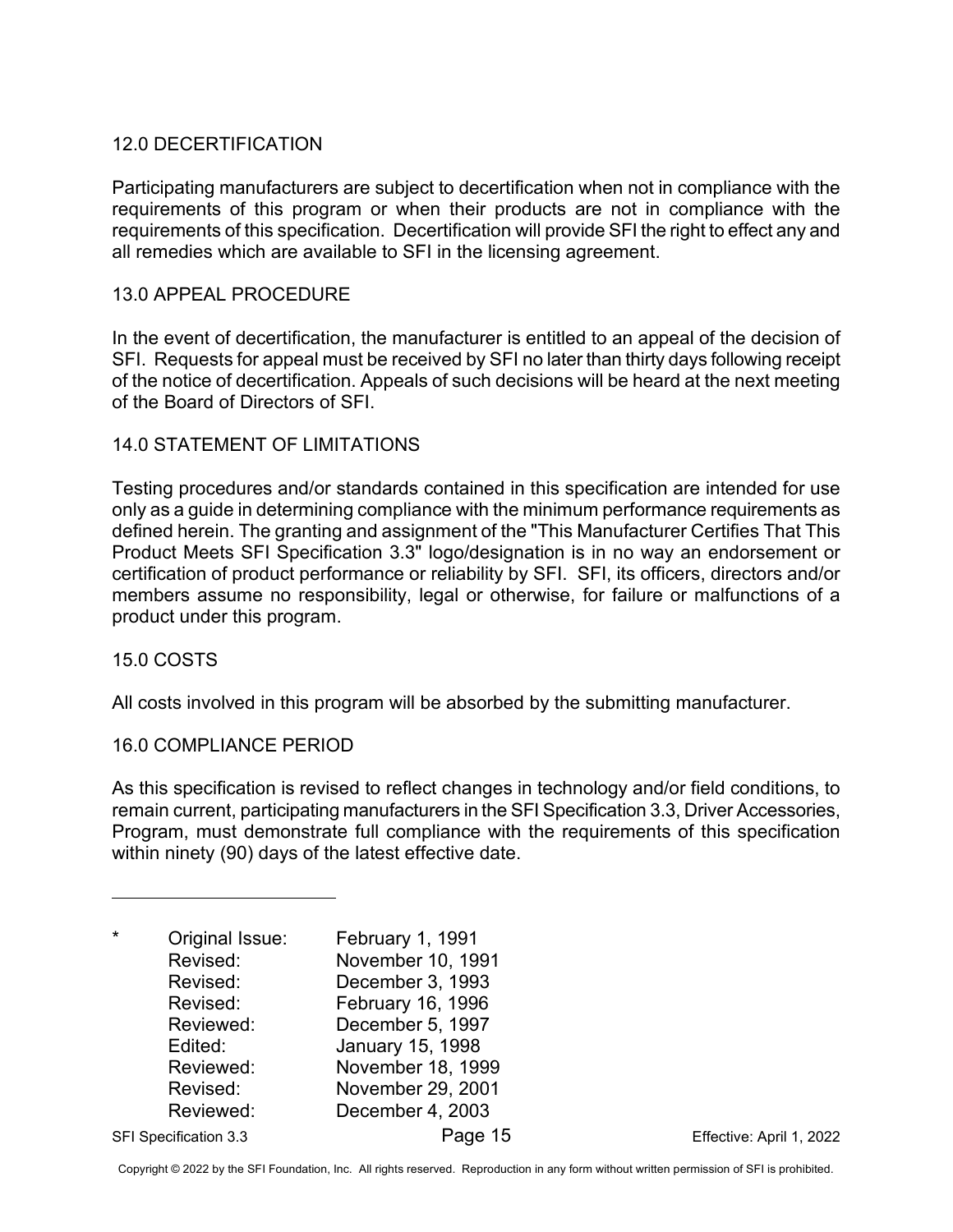## 12.0 DECERTIFICATION

Participating manufacturers are subject to decertification when not in compliance with the requirements of this program or when their products are not in compliance with the requirements of this specification. Decertification will provide SFI the right to effect any and all remedies which are available to SFI in the licensing agreement.

## 13.0 APPEAL PROCEDURE

In the event of decertification, the manufacturer is entitled to an appeal of the decision of SFI. Requests for appeal must be received by SFI no later than thirty days following receipt of the notice of decertification. Appeals of such decisions will be heard at the next meeting of the Board of Directors of SFI.

## 14.0 STATEMENT OF LIMITATIONS

Testing procedures and/or standards contained in this specification are intended for use only as a guide in determining compliance with the minimum performance requirements as defined herein. The granting and assignment of the "This Manufacturer Certifies That This Product Meets SFI Specification 3.3" logo/designation is in no way an endorsement or certification of product performance or reliability by SFI. SFI, its officers, directors and/or members assume no responsibility, legal or otherwise, for failure or malfunctions of a product under this program.

## 15.0 COSTS

All costs involved in this program will be absorbed by the submitting manufacturer.

## 16.0 COMPLIANCE PERIOD

As this specification is revised to reflect changes in technology and/or field conditions, to remain current, participating manufacturers in the SFI Specification 3.3, Driver Accessories, Program, must demonstrate full compliance with the requirements of this specification within ninety (90) days of the latest effective date.

---

| * | | |
|---|---|---|
| | Original Issue: | February 1, 1991 |
| | Revised: | November 10, 1991 |
| | Revised: | December 3, 1993 |
| | Revised: | February 16, 1996 |
| | Reviewed: | December 5, 1997 |
| | Edited: | January 15, 1998 |
| | Reviewed: | November 18, 1999 |
| | Revised: | November 29, 2001 |
| | Reviewed: | December 4, 2003 |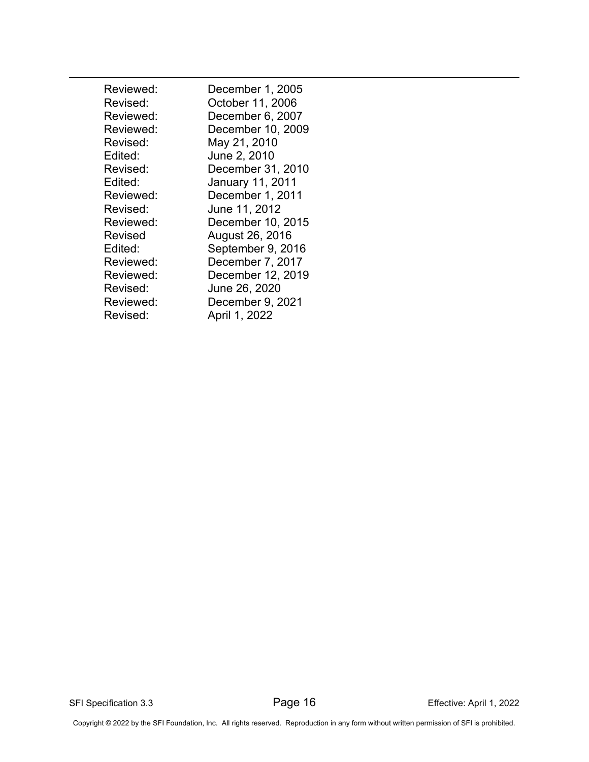| | |
|---|---|
| Reviewed: | December 1, 2005 |
| Revised: | October 11, 2006 |
| Reviewed: | December 6, 2007 |
| Reviewed: | December 10, 2009 |
| Revised: | May 21, 2010 |
| Edited: | June 2, 2010 |
| Revised: | December 31, 2010 |
| Edited: | January 11, 2011 |
| Reviewed: | December 1, 2011 |
| Revised: | June 11, 2012 |
| Reviewed: | December 10, 2015 |
| Revised | August 26, 2016 |
| Edited: | September 9, 2016 |
| Reviewed: | December 7, 2017 |
| Reviewed: | December 12, 2019 |
| Revised: | June 26, 2020 |
| Reviewed: | December 9, 2021 |
| Revised: | April 1, 2022 |